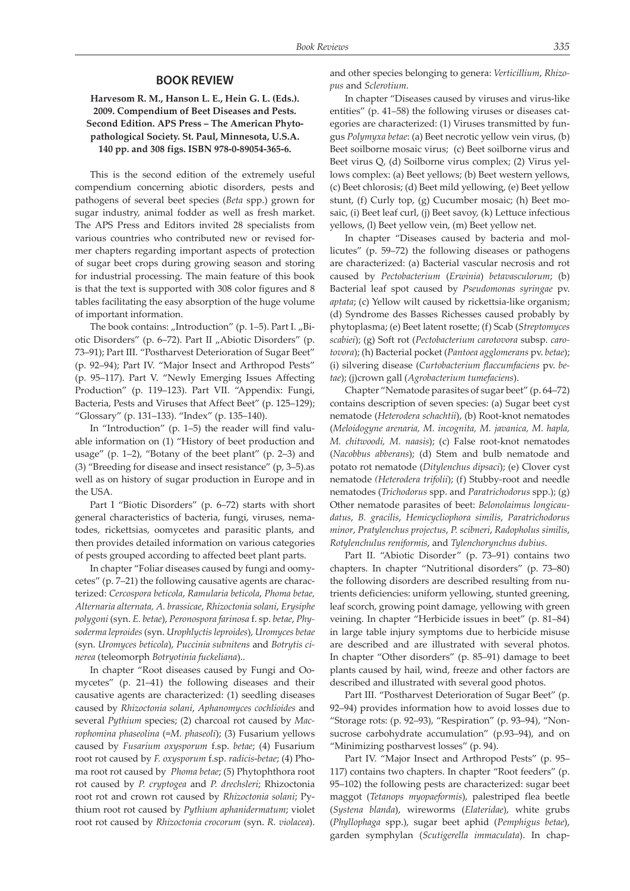## BOOK REVIEW

**Harvesom R. M., Hanson L. E., Hein G. L. (Eds.). 2009. Compendium of Beet Diseases and Pests. Second Edition. APS Press – The American Phytopathological Society. St. Paul, Minnesota, U.S.A. 140 pp. and 308 figs. ISBN 978-0-89054-365-6.**

This is the second edition of the extremely useful compendium concerning abiotic disorders, pests and pathogens of several beet species (*Beta* spp.) grown for sugar industry, animal fodder as well as fresh market. The APS Press and Editors invited 28 specialists from various countries who contributed new or revised former chapters regarding important aspects of protection of sugar beet crops during growing season and storing for industrial processing. The main feature of this book is that the text is supported with 308 color figures and 8 tables facilitating the easy absorption of the huge volume of important information.

The book contains: „Introduction" (p. 1–5). Part I. „Biotic Disorders" (p. 6–72). Part II „Abiotic Disorders" (p. 73–91); Part III. "Postharvest Deterioration of Sugar Beet" (p. 92–94); Part IV. "Major Insect and Arthropod Pests" (p. 95–117). Part V. "Newly Emerging Issues Affecting Production" (p. 119–123). Part VII. "Appendix: Fungi, Bacteria, Pests and Viruses that Affect Beet" (p. 125–129); "Glossary" (p. 131–133). "Index" (p. 135–140).

In "Introduction" (p. 1–5) the reader will find valuable information on (1) "History of beet production and usage" (p. 1–2), "Botany of the beet plant" (p. 2–3) and (3) "Breeding for disease and insect resistance" (p, 3–5).as well as on history of sugar production in Europe and in the USA.

Part I "Biotic Disorders" (p. 6–72) starts with short general characteristics of bacteria, fungi, viruses, nematodes, rickettsias, oomycetes and parasitic plants, and then provides detailed information on various categories of pests grouped according to affected beet plant parts.

In chapter "Foliar diseases caused by fungi and oomycetes" (p. 7–21) the following causative agents are characterized: *Cercospora beticola*, *Ramularia beticola*, *Phoma betae, Alternaria alternata, A. brassicae*, *Rhizoctonia solani*, *Erysiphe polygoni* (syn. *E. betae*), *Peronospora farinosa* f. sp. *betae*, *Physoderma leproides* (syn. *Urophlyctis leproides*), *Uromyces betae* (syn. *Uromyces beticola*), *Puccinia subnitens* and *Botrytis cinerea* (teleomorph *Botryotinia fuckeliana*)..

In chapter "Root diseases caused by Fungi and Oomycetes" (p. 21–41) the following diseases and their causative agents are characterized: (1) seedling diseases caused by *Rhizoctonia solani*, *Aphanomyces cochlioides* and several *Pythium* species; (2) charcoal rot caused by *Macrophomina phaseolina* (=*M. phaseoli*); (3) Fusarium yellows caused by *Fusarium oxysporum* f.sp. *betae*; (4) Fusarium root rot caused by *F. oxysporum* f.sp. *radicis-betae*; (4) Phoma root rot caused by *Phoma betae*; (5) Phytophthora root rot caused by *P. cryptogea* and *P. drechsleri*; Rhizoctonia root rot and crown rot caused by *Rhizoctonia solani*; Pythium root rot caused by *Pythium aphanidermatum*; violet root rot caused by *Rhizoctonia crocorum* (syn. *R. violacea*). and other species belonging to genera: *Verticillium*, *Rhizopus* and *Sclerotium*.

In chapter "Diseases caused by viruses and virus-like entities" (p. 41–58) the following viruses or diseases categories are characterized: (1) Viruses transmitted by fungus *Polymyxa betae*: (a) Beet necrotic yellow vein virus, (b) Beet soilborne mosaic virus; (c) Beet soilborne virus and Beet virus Q, (d) Soilborne virus complex; (2) Virus yellows complex: (a) Beet yellows; (b) Beet western yellows, (c) Beet chlorosis; (d) Beet mild yellowing, (e) Beet yellow stunt, (f) Curly top, (g) Cucumber mosaic; (h) Beet mosaic, (i) Beet leaf curl, (j) Beet savoy, (k) Lettuce infectious yellows, (l) Beet yellow vein, (m) Beet yellow net.

In chapter "Diseases caused by bacteria and mollicutes" (p. 59–72) the following diseases or pathogens are characterized: (a) Bacterial vascular necrosis and rot caused by *Pectobacterium* (*Erwinia*) *betavasculorum*; (b) Bacterial leaf spot caused by *Pseudomonas syringae* pv. *aptata*; (c) Yellow wilt caused by rickettsia-like organism; (d) Syndrome des Basses Richesses caused probably by phytoplasma; (e) Beet latent rosette; (f) Scab (*Streptomyces scabiei*); (g) Soft rot (*Pectobacterium carotovora* subsp. *carotovora*); (h) Bacterial pocket (*Pantoea agglomerans* pv. *betae*); (i) silvering disease (*Curtobacterium flaccumfaciens* pv. *betae*); (j)crown gall (*Agrobacterium tumefaciens*).

Chapter "Nematode parasites of sugar beet" (p. 64–72) contains description of seven species: (a) Sugar beet cyst nematode (*Heterodera schachtii*), (b) Root-knot nematodes (*Meloidogyne arenaria, M. incognita, M. javanica, M. hapla, M. chitwoodi, M. naasis*); (c) False root-knot nematodes (*Nacobbus abberans*); (d) Stem and bulb nematode and potato rot nematode (*Ditylenchus dipsaci*); (e) Clover cyst nematode (*Heterodera trifolii*); (f) Stubby-root and needle nematodes (*Trichodorus* spp. and *Paratrichodorus* spp.); (g) Other nematode parasites of beet: *Belonolaimus longicaudatus*, *B. gracilis*, *Hemicycliophora similis*, *Paratrichodorus minor*, *Pratylenchus projectus*, *P. scibneri*, *Radopholus similis*, *Rotylenchulus reniformis*, and *Tylenchorynchus dubius*.

Part II. "Abiotic Disorder" (p. 73–91) contains two chapters. In chapter "Nutritional disorders" (p. 73–80) the following disorders are described resulting from nutrients deficiencies: uniform yellowing, stunted greening, leaf scorch, growing point damage, yellowing with green veining. In chapter "Herbicide issues in beet" (p. 81–84) in large table injury symptoms due to herbicide misuse are described and are illustrated with several photos. In chapter "Other disorders" (p. 85–91) damage to beet plants caused by hail, wind, freeze and other factors are described and illustrated with several good photos.

Part III. "Postharvest Deterioration of Sugar Beet" (p. 92–94) provides information how to avoid losses due to "Storage rots: (p. 92–93), "Respiration" (p. 93–94), "Nonsucrose carbohydrate accumulation" (p.93–94), and on "Minimizing postharvest losses" (p. 94).

Part IV. "Major Insect and Arthropod Pests" (p. 95–117) contains two chapters. In chapter "Root feeders" (p. 95–102) the following pests are characterized: sugar beet maggot (*Tetanops myopaeformis*), palestriped flea beetle (*Systena blanda*), wireworms (*Elateridae*), white grubs (*Phyllophaga* spp.), sugar beet aphid (*Pemphigus betae*), garden symphylan (*Scutigerella immaculata*). In chap-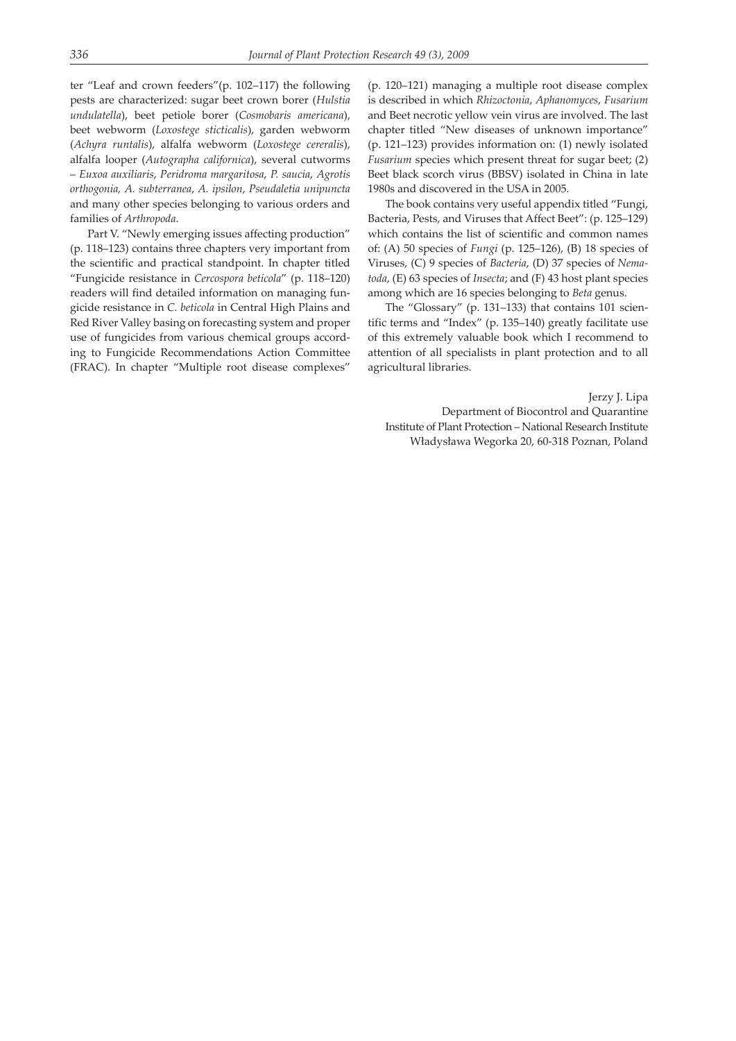ter "Leaf and crown feeders"(p. 102–117) the following pests are characterized: sugar beet crown borer (*Hulstia undulatella*), beet petiole borer (*Cosmobaris americana*), beet webworm (*Loxostege sticticalis*), garden webworm (*Achyra runtalis*), alfalfa webworm (*Loxostege cereralis*), alfalfa looper (*Autographa californica*), several cutworms – *Euxoa auxiliaris*, *Peridroma margaritosa*, *P. saucia*, *Agrotis orthogonia, A. subterranea*, *A. ipsilon*, *Pseudaletia unipuncta* and many other species belonging to various orders and families of *Arthropoda*.

Part V. "Newly emerging issues affecting production" (p. 118–123) contains three chapters very important from the scientific and practical standpoint. In chapter titled "Fungicide resistance in *Cercospora beticola*" (p. 118–120) readers will find detailed information on managing fungicide resistance in *C. beticola* in Central High Plains and Red River Valley basing on forecasting system and proper use of fungicides from various chemical groups according to Fungicide Recommendations Action Committee (FRAC). In chapter "Multiple root disease complexes" (p. 120–121) managing a multiple root disease complex is described in which *Rhizoctonia*, *Aphanomyces*, *Fusarium* and Beet necrotic yellow vein virus are involved. The last chapter titled "New diseases of unknown importance" (p. 121–123) provides information on: (1) newly isolated *Fusarium* species which present threat for sugar beet; (2) Beet black scorch virus (BBSV) isolated in China in late 1980s and discovered in the USA in 2005.

The book contains very useful appendix titled "Fungi, Bacteria, Pests, and Viruses that Affect Beet": (p. 125–129) which contains the list of scientific and common names of: (A) 50 species of *Fungi* (p. 125–126), (B) 18 species of Viruses, (C) 9 species of *Bacteria*, (D) 37 species of *Nematoda*, (E) 63 species of *Insecta*; and (F) 43 host plant species among which are 16 species belonging to *Beta* genus.

The "Glossary" (p. 131–133) that contains 101 scientific terms and "Index" (p. 135–140) greatly facilitate use of this extremely valuable book which I recommend to attention of all specialists in plant protection and to all agricultural libraries.

Jerzy J. Lipa
Department of Biocontrol and Quarantine
Institute of Plant Protection – National Research Institute
Władysława Wegorka 20, 60-318 Poznan, Poland